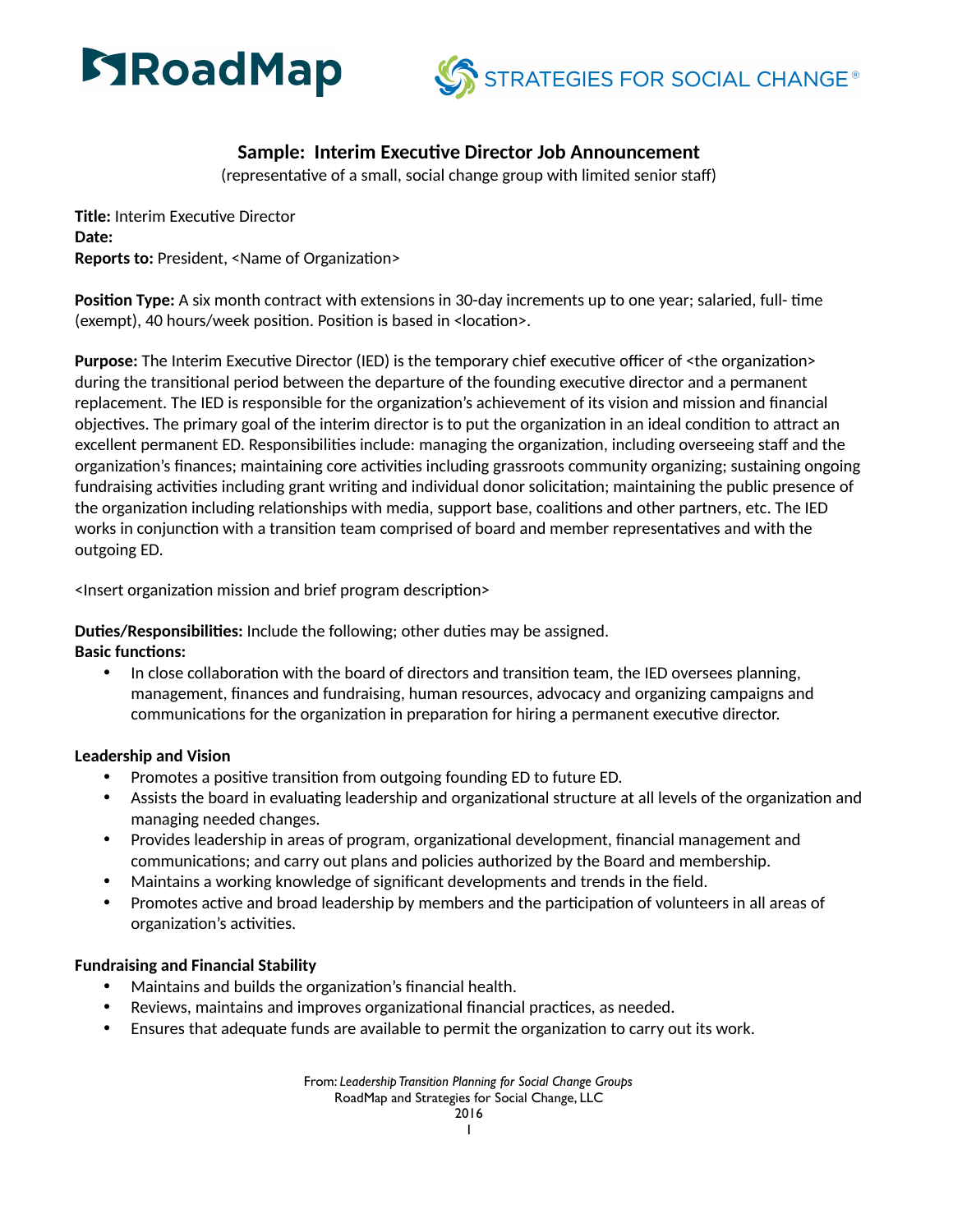# Sample: Interim Executive Director Job Announcement

(representative of a small, social change group with limited senior staff)

**Title:** Interim Executive Director
**Date:**
**Reports to:** President, <Name of Organization>

**Position Type:** A six month contract with extensions in 30-day increments up to one year; salaried, full- time (exempt), 40 hours/week position. Position is based in <location>.

**Purpose:** The Interim Executive Director (IED) is the temporary chief executive officer of <the organization> during the transitional period between the departure of the founding executive director and a permanent replacement. The IED is responsible for the organization's achievement of its vision and mission and financial objectives. The primary goal of the interim director is to put the organization in an ideal condition to attract an excellent permanent ED. Responsibilities include: managing the organization, including overseeing staff and the organization's finances; maintaining core activities including grassroots community organizing; sustaining ongoing fundraising activities including grant writing and individual donor solicitation; maintaining the public presence of the organization including relationships with media, support base, coalitions and other partners, etc. The IED works in conjunction with a transition team comprised of board and member representatives and with the outgoing ED.

<Insert organization mission and brief program description>

**Duties/Responsibilities:** Include the following; other duties may be assigned.
**Basic functions:**

- In close collaboration with the board of directors and transition team, the IED oversees planning, management, finances and fundraising, human resources, advocacy and organizing campaigns and communications for the organization in preparation for hiring a permanent executive director.

**Leadership and Vision**

- Promotes a positive transition from outgoing founding ED to future ED.
- Assists the board in evaluating leadership and organizational structure at all levels of the organization and managing needed changes.
- Provides leadership in areas of program, organizational development, financial management and communications; and carry out plans and policies authorized by the Board and membership.
- Maintains a working knowledge of significant developments and trends in the field.
- Promotes active and broad leadership by members and the participation of volunteers in all areas of organization's activities.

**Fundraising and Financial Stability**

- Maintains and builds the organization's financial health.
- Reviews, maintains and improves organizational financial practices, as needed.
- Ensures that adequate funds are available to permit the organization to carry out its work.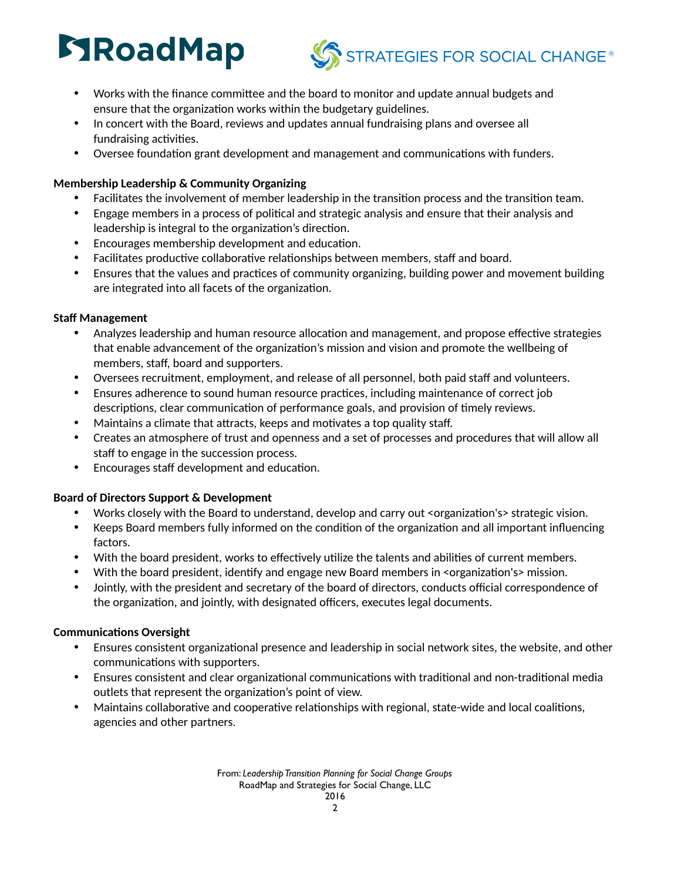- Works with the finance committee and the board to monitor and update annual budgets and ensure that the organization works within the budgetary guidelines.
- In concert with the Board, reviews and updates annual fundraising plans and oversee all fundraising activities.
- Oversee foundation grant development and management and communications with funders.

**Membership Leadership & Community Organizing**

- Facilitates the involvement of member leadership in the transition process and the transition team.
- Engage members in a process of political and strategic analysis and ensure that their analysis and leadership is integral to the organization's direction.
- Encourages membership development and education.
- Facilitates productive collaborative relationships between members, staff and board.
- Ensures that the values and practices of community organizing, building power and movement building are integrated into all facets of the organization.

**Staff Management**

- Analyzes leadership and human resource allocation and management, and propose effective strategies that enable advancement of the organization's mission and vision and promote the wellbeing of members, staff, board and supporters.
- Oversees recruitment, employment, and release of all personnel, both paid staff and volunteers.
- Ensures adherence to sound human resource practices, including maintenance of correct job descriptions, clear communication of performance goals, and provision of timely reviews.
- Maintains a climate that attracts, keeps and motivates a top quality staff.
- Creates an atmosphere of trust and openness and a set of processes and procedures that will allow all staff to engage in the succession process.
- Encourages staff development and education.

**Board of Directors Support & Development**

- Works closely with the Board to understand, develop and carry out <organization's> strategic vision.
- Keeps Board members fully informed on the condition of the organization and all important influencing factors.
- With the board president, works to effectively utilize the talents and abilities of current members.
- With the board president, identify and engage new Board members in <organization's> mission.
- Jointly, with the president and secretary of the board of directors, conducts official correspondence of the organization, and jointly, with designated officers, executes legal documents.

**Communications Oversight**

- Ensures consistent organizational presence and leadership in social network sites, the website, and other communications with supporters.
- Ensures consistent and clear organizational communications with traditional and non-traditional media outlets that represent the organization's point of view.
- Maintains collaborative and cooperative relationships with regional, state-wide and local coalitions, agencies and other partners.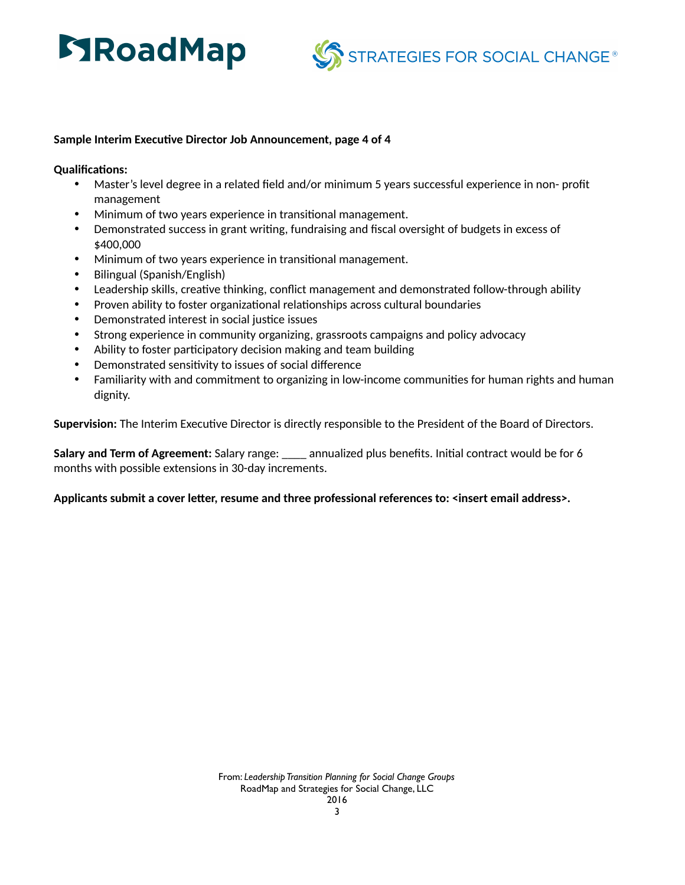**Sample Interim Executive Director Job Announcement, page 4 of 4**

**Qualifications:**

- Master's level degree in a related field and/or minimum 5 years successful experience in non- profit management
- Minimum of two years experience in transitional management.
- Demonstrated success in grant writing, fundraising and fiscal oversight of budgets in excess of $400,000
- Minimum of two years experience in transitional management.
- Bilingual (Spanish/English)
- Leadership skills, creative thinking, conflict management and demonstrated follow-through ability
- Proven ability to foster organizational relationships across cultural boundaries
- Demonstrated interest in social justice issues
- Strong experience in community organizing, grassroots campaigns and policy advocacy
- Ability to foster participatory decision making and team building
- Demonstrated sensitivity to issues of social difference
- Familiarity with and commitment to organizing in low-income communities for human rights and human dignity.

**Supervision:** The Interim Executive Director is directly responsible to the President of the Board of Directors.

**Salary and Term of Agreement:** Salary range: ____ annualized plus benefits. Initial contract would be for 6 months with possible extensions in 30-day increments.

**Applicants submit a cover letter, resume and three professional references to: <insert email address>.**

From: *Leadership Transition Planning for Social Change Groups*
RoadMap and Strategies for Social Change, LLC
2016